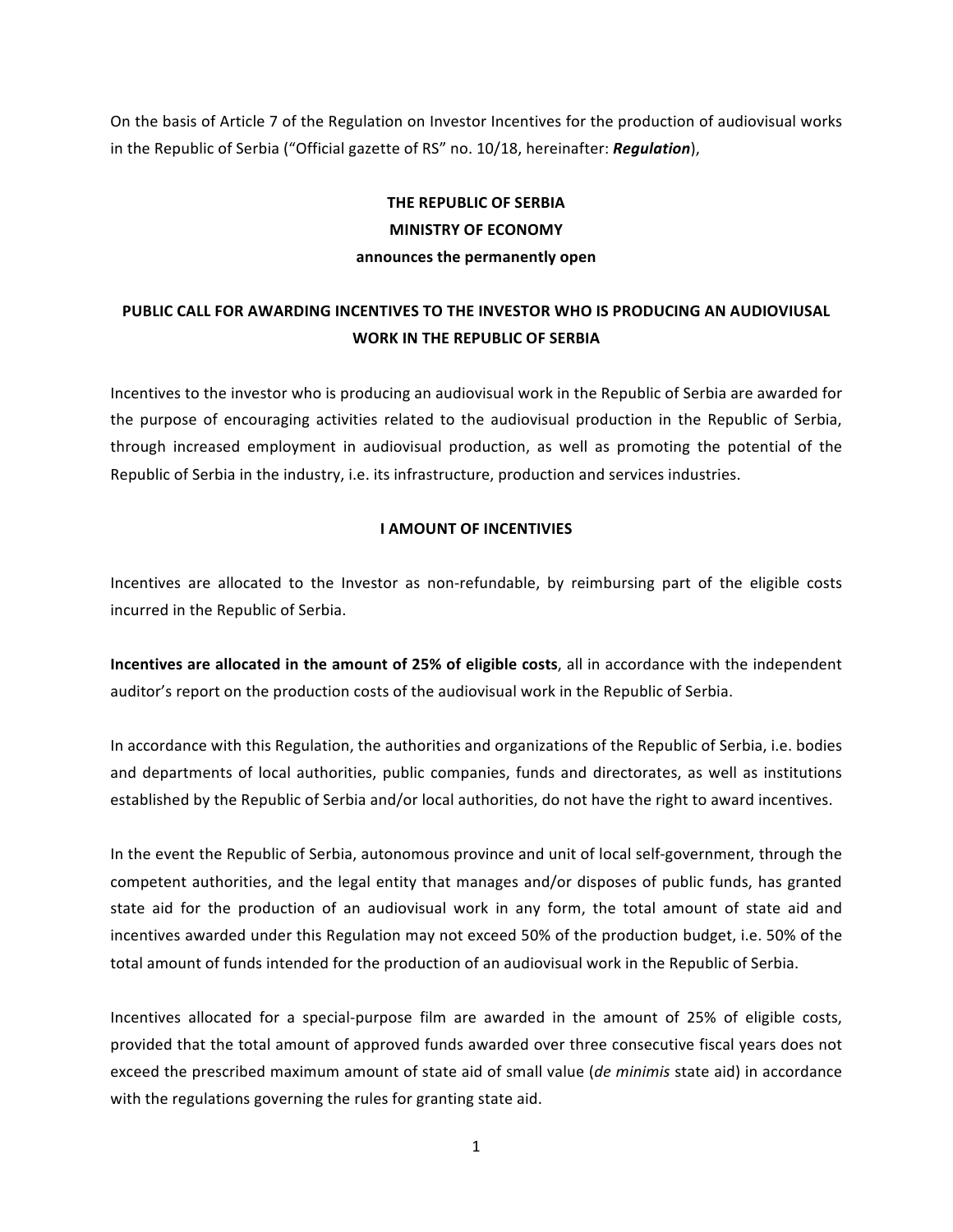On the basis of Article 7 of the Regulation on Investor Incentives for the production of audiovisual works in the Republic of Serbia ("Official gazette of RS" no. 10/18, hereinafter: ***Regulation***),

**THE REPUBLIC OF SERBIA**
**MINISTRY OF ECONOMY**
**announces the permanently open**

# PUBLIC CALL FOR AWARDING INCENTIVES TO THE INVESTOR WHO IS PRODUCING AN AUDIOVIUSAL WORK IN THE REPUBLIC OF SERBIA

Incentives to the investor who is producing an audiovisual work in the Republic of Serbia are awarded for the purpose of encouraging activities related to the audiovisual production in the Republic of Serbia, through increased employment in audiovisual production, as well as promoting the potential of the Republic of Serbia in the industry, i.e. its infrastructure, production and services industries.

## I AMOUNT OF INCENTIVIES

Incentives are allocated to the Investor as non-refundable, by reimbursing part of the eligible costs incurred in the Republic of Serbia.

**Incentives are allocated in the amount of 25% of eligible costs**, all in accordance with the independent auditor's report on the production costs of the audiovisual work in the Republic of Serbia.

In accordance with this Regulation, the authorities and organizations of the Republic of Serbia, i.e. bodies and departments of local authorities, public companies, funds and directorates, as well as institutions established by the Republic of Serbia and/or local authorities, do not have the right to award incentives.

In the event the Republic of Serbia, autonomous province and unit of local self-government, through the competent authorities, and the legal entity that manages and/or disposes of public funds, has granted state aid for the production of an audiovisual work in any form, the total amount of state aid and incentives awarded under this Regulation may not exceed 50% of the production budget, i.e. 50% of the total amount of funds intended for the production of an audiovisual work in the Republic of Serbia.

Incentives allocated for a special-purpose film are awarded in the amount of 25% of eligible costs, provided that the total amount of approved funds awarded over three consecutive fiscal years does not exceed the prescribed maximum amount of state aid of small value (*de minimis* state aid) in accordance with the regulations governing the rules for granting state aid.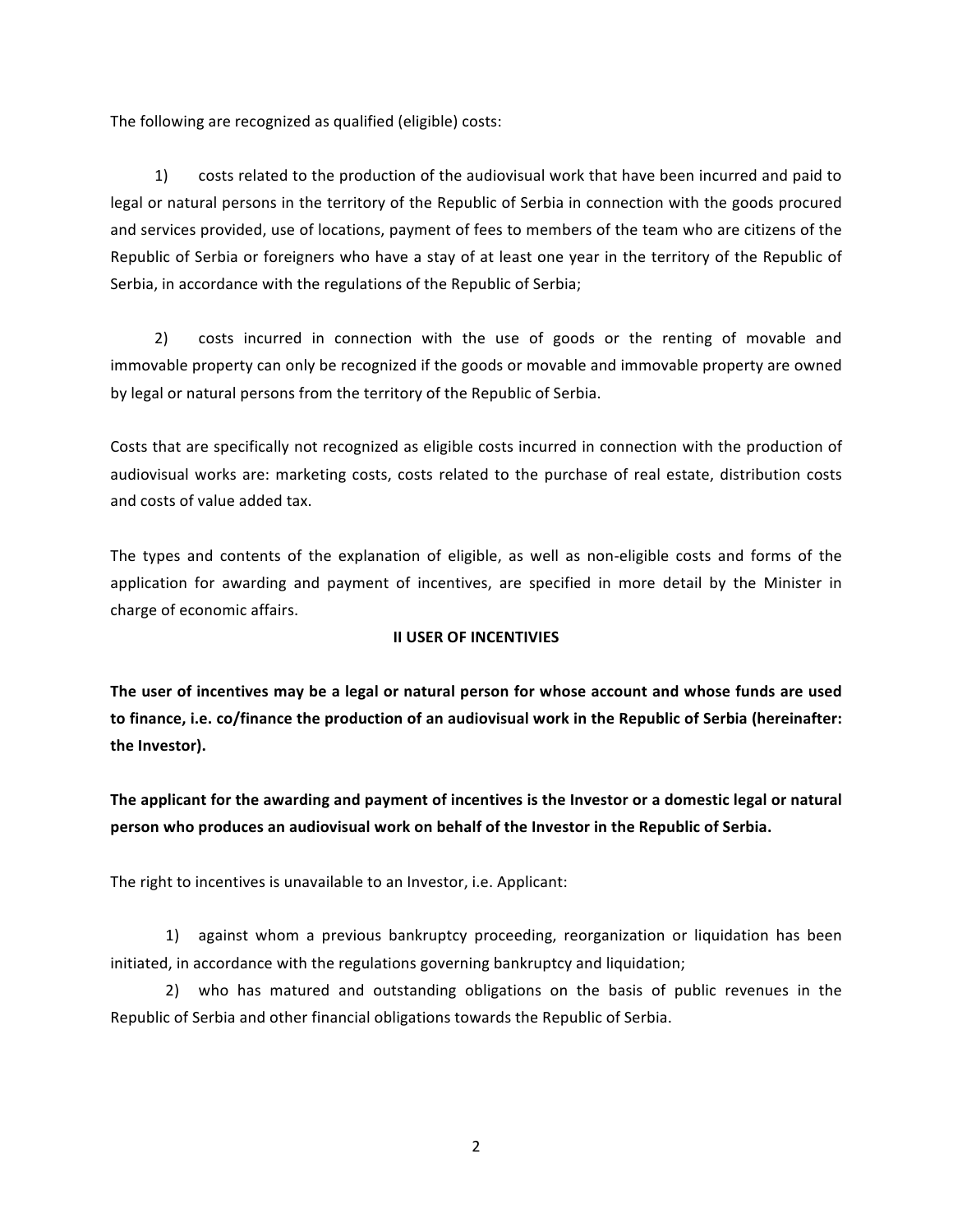The following are recognized as qualified (eligible) costs:

1) costs related to the production of the audiovisual work that have been incurred and paid to legal or natural persons in the territory of the Republic of Serbia in connection with the goods procured and services provided, use of locations, payment of fees to members of the team who are citizens of the Republic of Serbia or foreigners who have a stay of at least one year in the territory of the Republic of Serbia, in accordance with the regulations of the Republic of Serbia;

2) costs incurred in connection with the use of goods or the renting of movable and immovable property can only be recognized if the goods or movable and immovable property are owned by legal or natural persons from the territory of the Republic of Serbia.

Costs that are specifically not recognized as eligible costs incurred in connection with the production of audiovisual works are: marketing costs, costs related to the purchase of real estate, distribution costs and costs of value added tax.

The types and contents of the explanation of eligible, as well as non-eligible costs and forms of the application for awarding and payment of incentives, are specified in more detail by the Minister in charge of economic affairs.

## II USER OF INCENTIVIES

**The user of incentives may be a legal or natural person for whose account and whose funds are used to finance, i.e. co/finance the production of an audiovisual work in the Republic of Serbia (hereinafter: the Investor).**

**The applicant for the awarding and payment of incentives is the Investor or a domestic legal or natural person who produces an audiovisual work on behalf of the Investor in the Republic of Serbia.**

The right to incentives is unavailable to an Investor, i.e. Applicant:

1) against whom a previous bankruptcy proceeding, reorganization or liquidation has been initiated, in accordance with the regulations governing bankruptcy and liquidation;

2) who has matured and outstanding obligations on the basis of public revenues in the Republic of Serbia and other financial obligations towards the Republic of Serbia.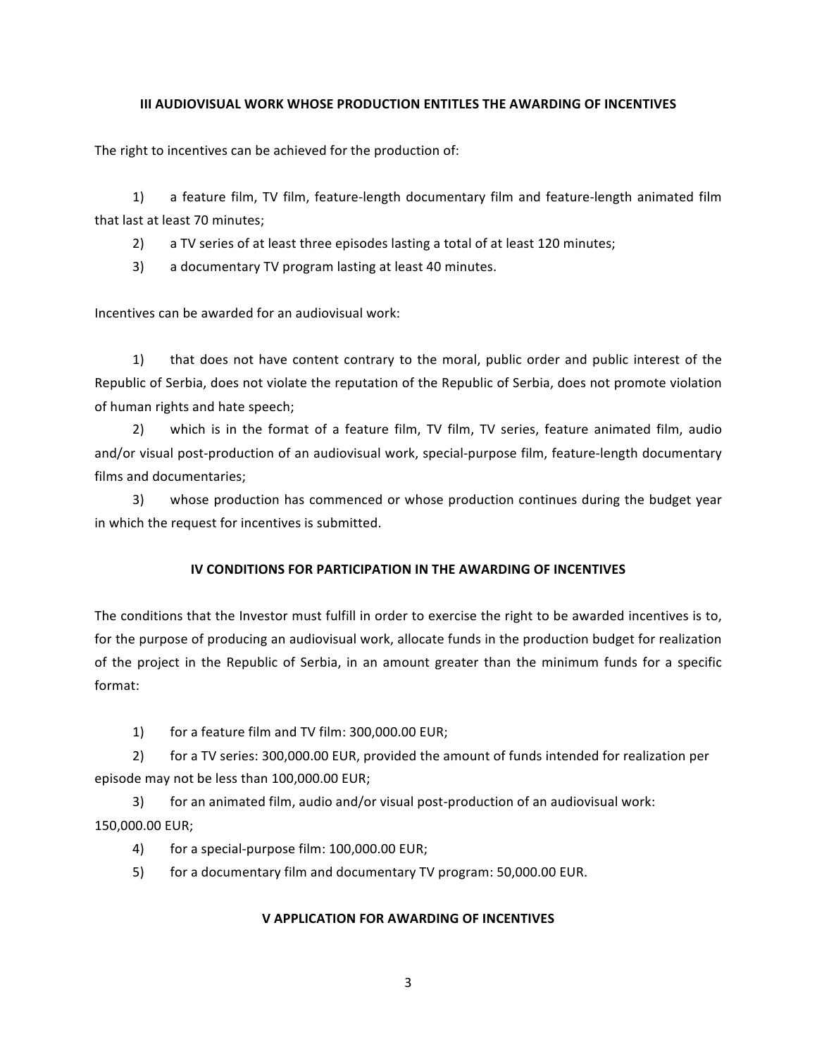## III AUDIOVISUAL WORK WHOSE PRODUCTION ENTITLES THE AWARDING OF INCENTIVES

The right to incentives can be achieved for the production of:

1) a feature film, TV film, feature-length documentary film and feature-length animated film that last at least 70 minutes;
2) a TV series of at least three episodes lasting a total of at least 120 minutes;
3) a documentary TV program lasting at least 40 minutes.

Incentives can be awarded for an audiovisual work:

1) that does not have content contrary to the moral, public order and public interest of the Republic of Serbia, does not violate the reputation of the Republic of Serbia, does not promote violation of human rights and hate speech;
2) which is in the format of a feature film, TV film, TV series, feature animated film, audio and/or visual post-production of an audiovisual work, special-purpose film, feature-length documentary films and documentaries;
3) whose production has commenced or whose production continues during the budget year in which the request for incentives is submitted.

## IV CONDITIONS FOR PARTICIPATION IN THE AWARDING OF INCENTIVES

The conditions that the Investor must fulfill in order to exercise the right to be awarded incentives is to, for the purpose of producing an audiovisual work, allocate funds in the production budget for realization of the project in the Republic of Serbia, in an amount greater than the minimum funds for a specific format:

1) for a feature film and TV film: 300,000.00 EUR;
2) for a TV series: 300,000.00 EUR, provided the amount of funds intended for realization per episode may not be less than 100,000.00 EUR;
3) for an animated film, audio and/or visual post-production of an audiovisual work: 150,000.00 EUR;
4) for a special-purpose film: 100,000.00 EUR;
5) for a documentary film and documentary TV program: 50,000.00 EUR.

## V APPLICATION FOR AWARDING OF INCENTIVES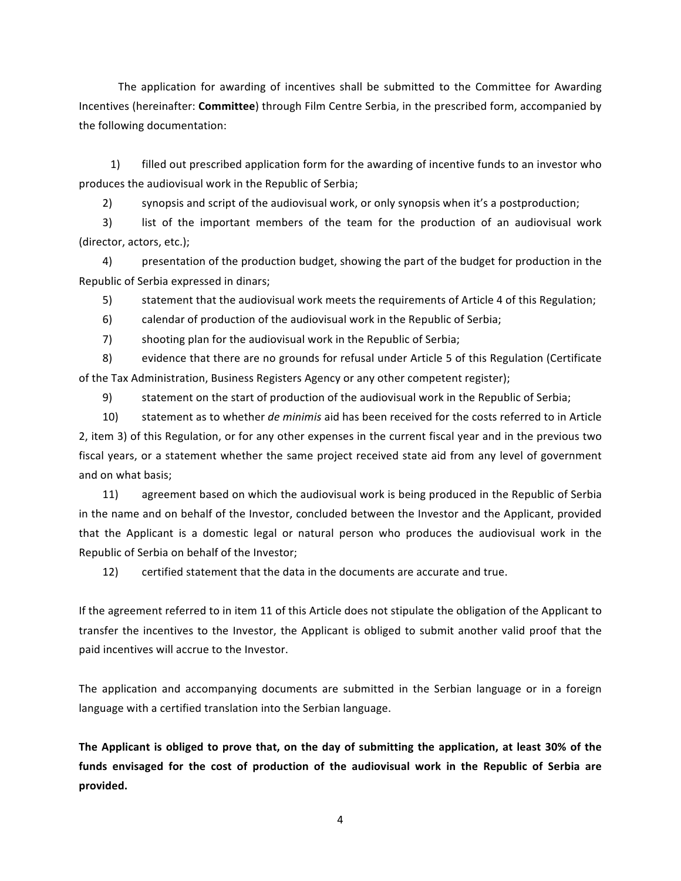The application for awarding of incentives shall be submitted to the Committee for Awarding Incentives (hereinafter: **Committee**) through Film Centre Serbia, in the prescribed form, accompanied by the following documentation:

1) filled out prescribed application form for the awarding of incentive funds to an investor who produces the audiovisual work in the Republic of Serbia;

2) synopsis and script of the audiovisual work, or only synopsis when it's a postproduction;

3) list of the important members of the team for the production of an audiovisual work (director, actors, etc.);

4) presentation of the production budget, showing the part of the budget for production in the Republic of Serbia expressed in dinars;

5) statement that the audiovisual work meets the requirements of Article 4 of this Regulation;

6) calendar of production of the audiovisual work in the Republic of Serbia;

7) shooting plan for the audiovisual work in the Republic of Serbia;

8) evidence that there are no grounds for refusal under Article 5 of this Regulation (Certificate of the Tax Administration, Business Registers Agency or any other competent register);

9) statement on the start of production of the audiovisual work in the Republic of Serbia;

10) statement as to whether *de minimis* aid has been received for the costs referred to in Article 2, item 3) of this Regulation, or for any other expenses in the current fiscal year and in the previous two fiscal years, or a statement whether the same project received state aid from any level of government and on what basis;

11) agreement based on which the audiovisual work is being produced in the Republic of Serbia in the name and on behalf of the Investor, concluded between the Investor and the Applicant, provided that the Applicant is a domestic legal or natural person who produces the audiovisual work in the Republic of Serbia on behalf of the Investor;

12) certified statement that the data in the documents are accurate and true.

If the agreement referred to in item 11 of this Article does not stipulate the obligation of the Applicant to transfer the incentives to the Investor, the Applicant is obliged to submit another valid proof that the paid incentives will accrue to the Investor.

The application and accompanying documents are submitted in the Serbian language or in a foreign language with a certified translation into the Serbian language.

**The Applicant is obliged to prove that, on the day of submitting the application, at least 30% of the funds envisaged for the cost of production of the audiovisual work in the Republic of Serbia are provided.**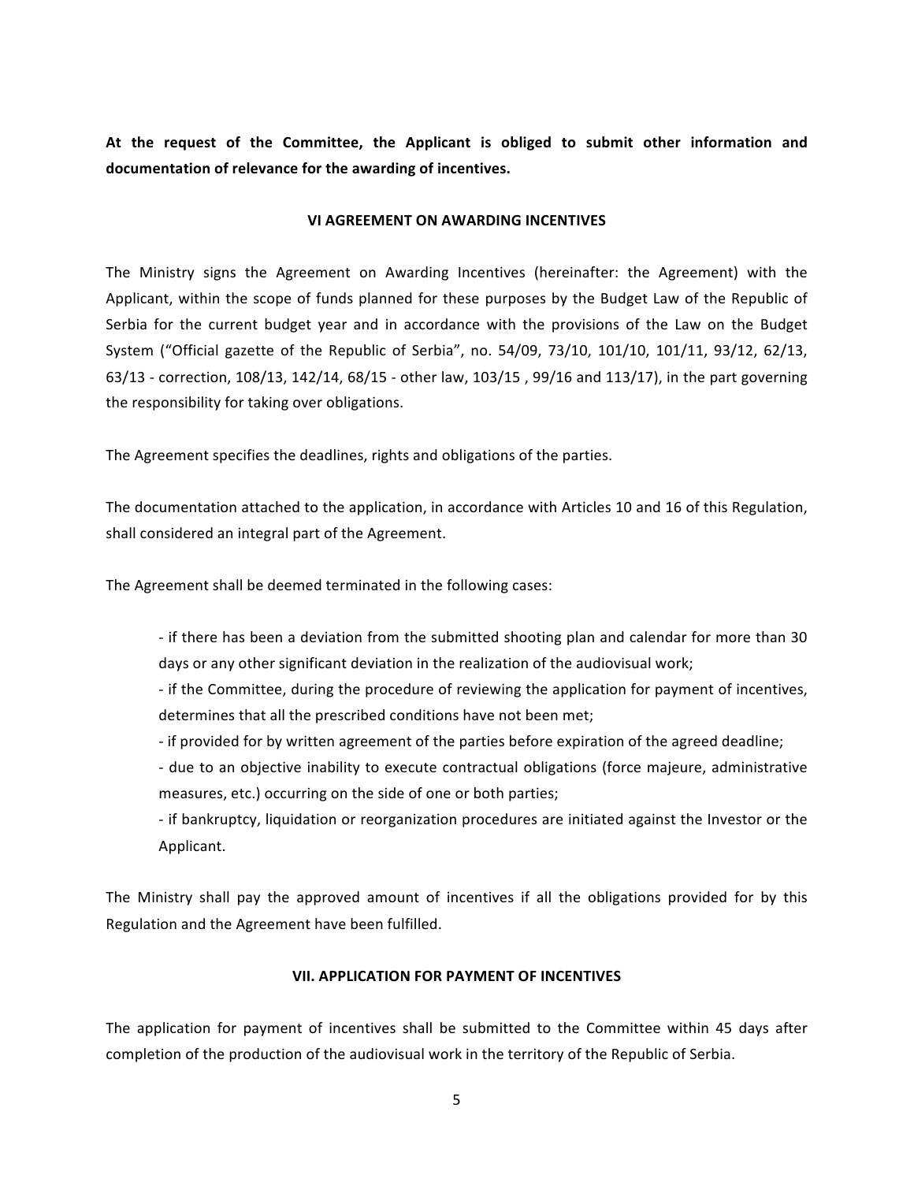**At the request of the Committee, the Applicant is obliged to submit other information and documentation of relevance for the awarding of incentives.**

## VI AGREEMENT ON AWARDING INCENTIVES

The Ministry signs the Agreement on Awarding Incentives (hereinafter: the Agreement) with the Applicant, within the scope of funds planned for these purposes by the Budget Law of the Republic of Serbia for the current budget year and in accordance with the provisions of the Law on the Budget System ("Official gazette of the Republic of Serbia", no. 54/09, 73/10, 101/10, 101/11, 93/12, 62/13, 63/13 - correction, 108/13, 142/14, 68/15 - other law, 103/15 , 99/16 and 113/17), in the part governing the responsibility for taking over obligations.

The Agreement specifies the deadlines, rights and obligations of the parties.

The documentation attached to the application, in accordance with Articles 10 and 16 of this Regulation, shall considered an integral part of the Agreement.

The Agreement shall be deemed terminated in the following cases:

- if there has been a deviation from the submitted shooting plan and calendar for more than 30 days or any other significant deviation in the realization of the audiovisual work;
- if the Committee, during the procedure of reviewing the application for payment of incentives, determines that all the prescribed conditions have not been met;
- if provided for by written agreement of the parties before expiration of the agreed deadline;
- due to an objective inability to execute contractual obligations (force majeure, administrative measures, etc.) occurring on the side of one or both parties;
- if bankruptcy, liquidation or reorganization procedures are initiated against the Investor or the Applicant.

The Ministry shall pay the approved amount of incentives if all the obligations provided for by this Regulation and the Agreement have been fulfilled.

## VII. APPLICATION FOR PAYMENT OF INCENTIVES

The application for payment of incentives shall be submitted to the Committee within 45 days after completion of the production of the audiovisual work in the territory of the Republic of Serbia.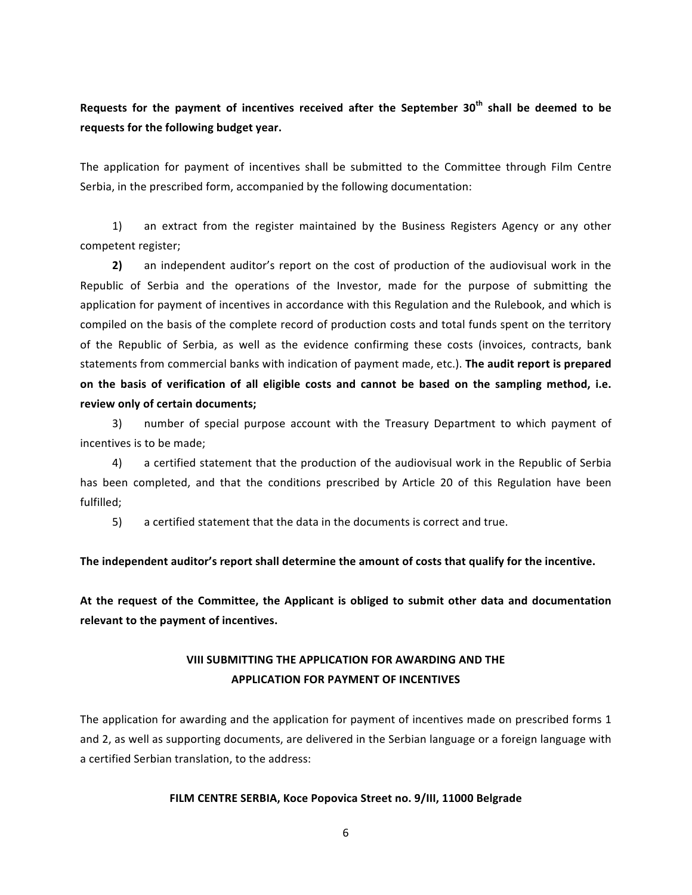**Requests for the payment of incentives received after the September 30th shall be deemed to be requests for the following budget year.**

The application for payment of incentives shall be submitted to the Committee through Film Centre Serbia, in the prescribed form, accompanied by the following documentation:

1) an extract from the register maintained by the Business Registers Agency or any other competent register;

**2)** an independent auditor's report on the cost of production of the audiovisual work in the Republic of Serbia and the operations of the Investor, made for the purpose of submitting the application for payment of incentives in accordance with this Regulation and the Rulebook, and which is compiled on the basis of the complete record of production costs and total funds spent on the territory of the Republic of Serbia, as well as the evidence confirming these costs (invoices, contracts, bank statements from commercial banks with indication of payment made, etc.). **The audit report is prepared on the basis of verification of all eligible costs and cannot be based on the sampling method, i.e. review only of certain documents;**

3) number of special purpose account with the Treasury Department to which payment of incentives is to be made;

4) a certified statement that the production of the audiovisual work in the Republic of Serbia has been completed, and that the conditions prescribed by Article 20 of this Regulation have been fulfilled;

5) a certified statement that the data in the documents is correct and true.

**The independent auditor's report shall determine the amount of costs that qualify for the incentive.**

**At the request of the Committee, the Applicant is obliged to submit other data and documentation relevant to the payment of incentives.**

## VIII SUBMITTING THE APPLICATION FOR AWARDING AND THE APPLICATION FOR PAYMENT OF INCENTIVES

The application for awarding and the application for payment of incentives made on prescribed forms 1 and 2, as well as supporting documents, are delivered in the Serbian language or a foreign language with a certified Serbian translation, to the address:

**FILM CENTRE SERBIA, Koce Popovica Street no. 9/III, 11000 Belgrade**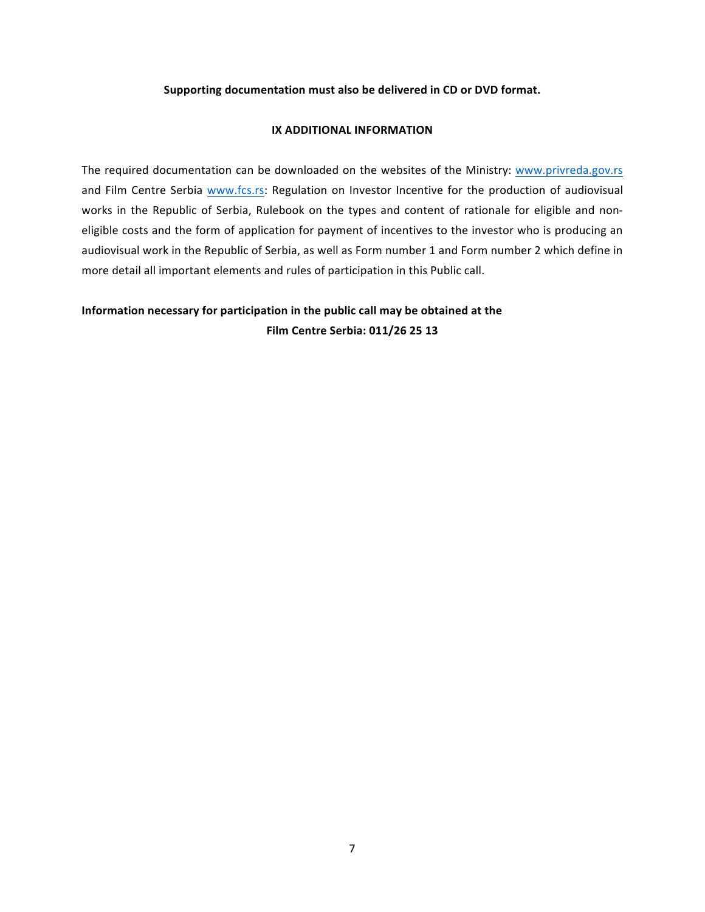**Supporting documentation must also be delivered in CD or DVD format.**

## IX ADDITIONAL INFORMATION

The required documentation can be downloaded on the websites of the Ministry: www.privreda.gov.rs and Film Centre Serbia www.fcs.rs: Regulation on Investor Incentive for the production of audiovisual works in the Republic of Serbia, Rulebook on the types and content of rationale for eligible and non-eligible costs and the form of application for payment of incentives to the investor who is producing an audiovisual work in the Republic of Serbia, as well as Form number 1 and Form number 2 which define in more detail all important elements and rules of participation in this Public call.

**Information necessary for participation in the public call may be obtained at the Film Centre Serbia: 011/26 25 13**